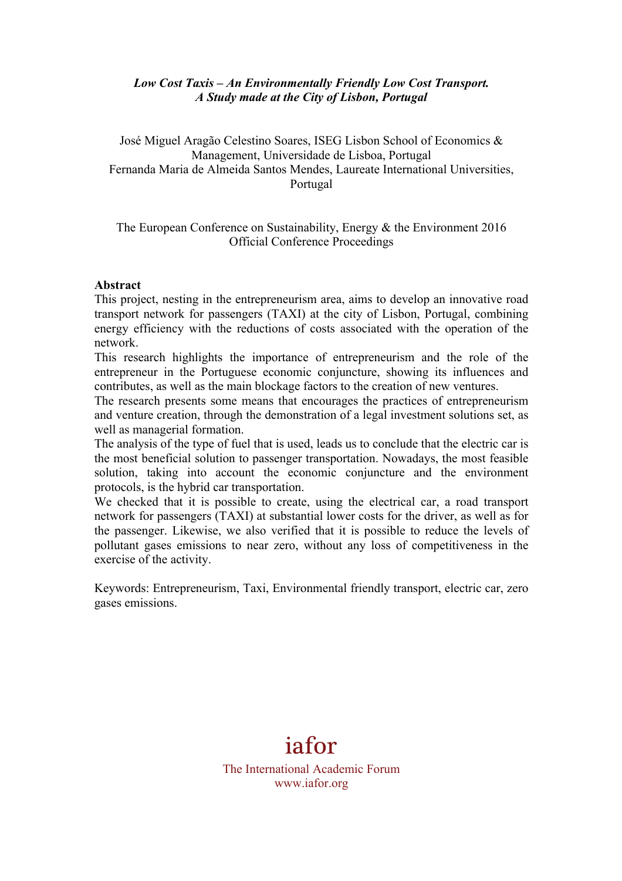***Low Cost Taxis – An Environmentally Friendly Low Cost Transport. A Study made at the City of Lisbon, Portugal***

José Miguel Aragão Celestino Soares, ISEG Lisbon School of Economics & Management, Universidade de Lisboa, Portugal
Fernanda Maria de Almeida Santos Mendes, Laureate International Universities, Portugal

The European Conference on Sustainability, Energy & the Environment 2016
Official Conference Proceedings

**Abstract**

This project, nesting in the entrepreneurism area, aims to develop an innovative road transport network for passengers (TAXI) at the city of Lisbon, Portugal, combining energy efficiency with the reductions of costs associated with the operation of the network.

This research highlights the importance of entrepreneurism and the role of the entrepreneur in the Portuguese economic conjuncture, showing its influences and contributes, as well as the main blockage factors to the creation of new ventures.

The research presents some means that encourages the practices of entrepreneurism and venture creation, through the demonstration of a legal investment solutions set, as well as managerial formation.

The analysis of the type of fuel that is used, leads us to conclude that the electric car is the most beneficial solution to passenger transportation. Nowadays, the most feasible solution, taking into account the economic conjuncture and the environment protocols, is the hybrid car transportation.

We checked that it is possible to create, using the electrical car, a road transport network for passengers (TAXI) at substantial lower costs for the driver, as well as for the passenger. Likewise, we also verified that it is possible to reduce the levels of pollutant gases emissions to near zero, without any loss of competitiveness in the exercise of the activity.

Keywords: Entrepreneurism, Taxi, Environmental friendly transport, electric car, zero gases emissions.

iafor

The International Academic Forum
www.iafor.org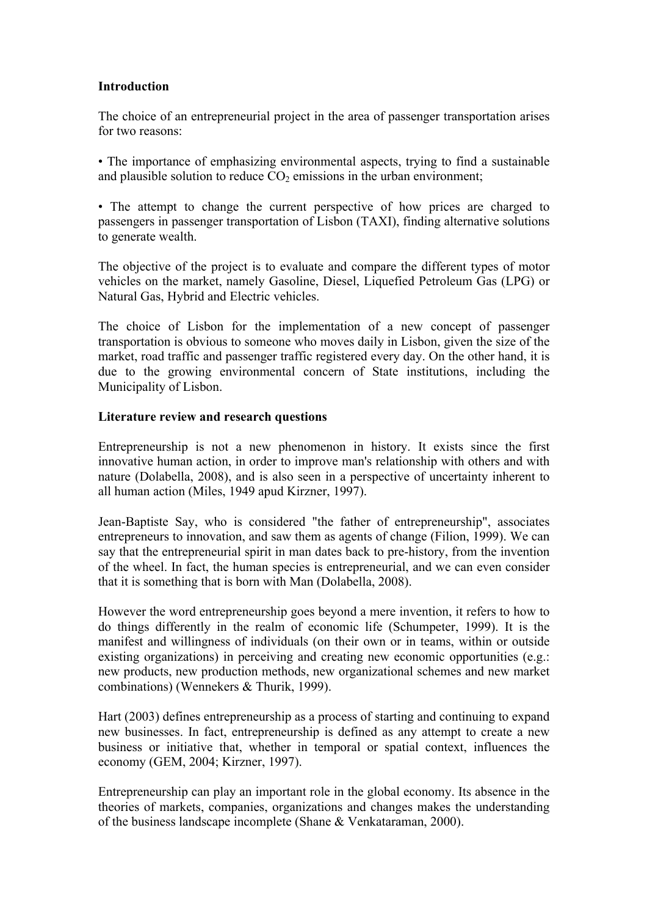## Introduction

The choice of an entrepreneurial project in the area of passenger transportation arises for two reasons:

• The importance of emphasizing environmental aspects, trying to find a sustainable and plausible solution to reduce $CO_2$ emissions in the urban environment;

• The attempt to change the current perspective of how prices are charged to passengers in passenger transportation of Lisbon (TAXI), finding alternative solutions to generate wealth.

The objective of the project is to evaluate and compare the different types of motor vehicles on the market, namely Gasoline, Diesel, Liquefied Petroleum Gas (LPG) or Natural Gas, Hybrid and Electric vehicles.

The choice of Lisbon for the implementation of a new concept of passenger transportation is obvious to someone who moves daily in Lisbon, given the size of the market, road traffic and passenger traffic registered every day. On the other hand, it is due to the growing environmental concern of State institutions, including the Municipality of Lisbon.

## Literature review and research questions

Entrepreneurship is not a new phenomenon in history. It exists since the first innovative human action, in order to improve man's relationship with others and with nature (Dolabella, 2008), and is also seen in a perspective of uncertainty inherent to all human action (Miles, 1949 apud Kirzner, 1997).

Jean-Baptiste Say, who is considered "the father of entrepreneurship", associates entrepreneurs to innovation, and saw them as agents of change (Filion, 1999). We can say that the entrepreneurial spirit in man dates back to pre-history, from the invention of the wheel. In fact, the human species is entrepreneurial, and we can even consider that it is something that is born with Man (Dolabella, 2008).

However the word entrepreneurship goes beyond a mere invention, it refers to how to do things differently in the realm of economic life (Schumpeter, 1999). It is the manifest and willingness of individuals (on their own or in teams, within or outside existing organizations) in perceiving and creating new economic opportunities (e.g.: new products, new production methods, new organizational schemes and new market combinations) (Wennekers & Thurik, 1999).

Hart (2003) defines entrepreneurship as a process of starting and continuing to expand new businesses. In fact, entrepreneurship is defined as any attempt to create a new business or initiative that, whether in temporal or spatial context, influences the economy (GEM, 2004; Kirzner, 1997).

Entrepreneurship can play an important role in the global economy. Its absence in the theories of markets, companies, organizations and changes makes the understanding of the business landscape incomplete (Shane & Venkataraman, 2000).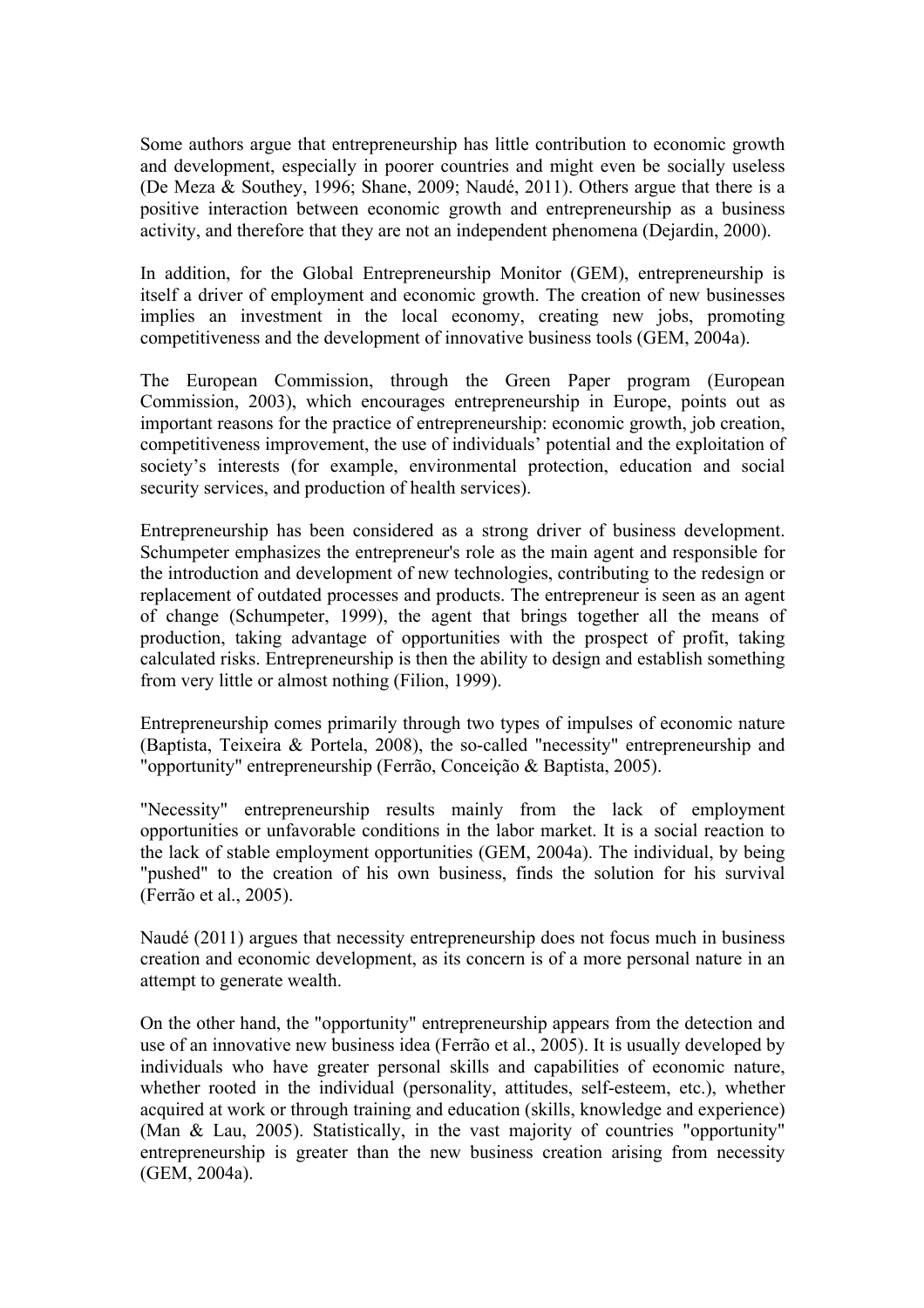Some authors argue that entrepreneurship has little contribution to economic growth and development, especially in poorer countries and might even be socially useless (De Meza & Southey, 1996; Shane, 2009; Naudé, 2011). Others argue that there is a positive interaction between economic growth and entrepreneurship as a business activity, and therefore that they are not an independent phenomena (Dejardin, 2000).

In addition, for the Global Entrepreneurship Monitor (GEM), entrepreneurship is itself a driver of employment and economic growth. The creation of new businesses implies an investment in the local economy, creating new jobs, promoting competitiveness and the development of innovative business tools (GEM, 2004a).

The European Commission, through the Green Paper program (European Commission, 2003), which encourages entrepreneurship in Europe, points out as important reasons for the practice of entrepreneurship: economic growth, job creation, competitiveness improvement, the use of individuals' potential and the exploitation of society's interests (for example, environmental protection, education and social security services, and production of health services).

Entrepreneurship has been considered as a strong driver of business development. Schumpeter emphasizes the entrepreneur's role as the main agent and responsible for the introduction and development of new technologies, contributing to the redesign or replacement of outdated processes and products. The entrepreneur is seen as an agent of change (Schumpeter, 1999), the agent that brings together all the means of production, taking advantage of opportunities with the prospect of profit, taking calculated risks. Entrepreneurship is then the ability to design and establish something from very little or almost nothing (Filion, 1999).

Entrepreneurship comes primarily through two types of impulses of economic nature (Baptista, Teixeira & Portela, 2008), the so-called "necessity" entrepreneurship and "opportunity" entrepreneurship (Ferrão, Conceição & Baptista, 2005).

"Necessity" entrepreneurship results mainly from the lack of employment opportunities or unfavorable conditions in the labor market. It is a social reaction to the lack of stable employment opportunities (GEM, 2004a). The individual, by being "pushed" to the creation of his own business, finds the solution for his survival (Ferrão et al., 2005).

Naudé (2011) argues that necessity entrepreneurship does not focus much in business creation and economic development, as its concern is of a more personal nature in an attempt to generate wealth.

On the other hand, the "opportunity" entrepreneurship appears from the detection and use of an innovative new business idea (Ferrão et al., 2005). It is usually developed by individuals who have greater personal skills and capabilities of economic nature, whether rooted in the individual (personality, attitudes, self-esteem, etc.), whether acquired at work or through training and education (skills, knowledge and experience) (Man & Lau, 2005). Statistically, in the vast majority of countries "opportunity" entrepreneurship is greater than the new business creation arising from necessity (GEM, 2004a).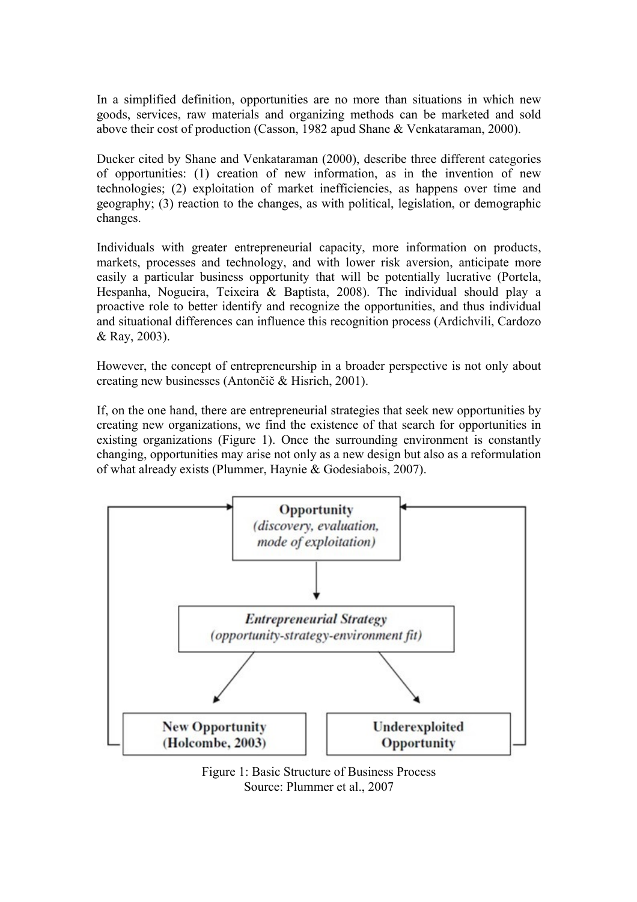In a simplified definition, opportunities are no more than situations in which new goods, services, raw materials and organizing methods can be marketed and sold above their cost of production (Casson, 1982 apud Shane & Venkataraman, 2000).

Ducker cited by Shane and Venkataraman (2000), describe three different categories of opportunities: (1) creation of new information, as in the invention of new technologies; (2) exploitation of market inefficiencies, as happens over time and geography; (3) reaction to the changes, as with political, legislation, or demographic changes.

Individuals with greater entrepreneurial capacity, more information on products, markets, processes and technology, and with lower risk aversion, anticipate more easily a particular business opportunity that will be potentially lucrative (Portela, Hespanha, Nogueira, Teixeira & Baptista, 2008). The individual should play a proactive role to better identify and recognize the opportunities, and thus individual and situational differences can influence this recognition process (Ardichvili, Cardozo & Ray, 2003).

However, the concept of entrepreneurship in a broader perspective is not only about creating new businesses (Antončič & Hisrich, 2001).

If, on the one hand, there are entrepreneurial strategies that seek new opportunities by creating new organizations, we find the existence of that search for opportunities in existing organizations (Figure 1). Once the surrounding environment is constantly changing, opportunities may arise not only as a new design but also as a reformulation of what already exists (Plummer, Haynie & Godesiabois, 2007).

**Opportunity**
*(discovery, evaluation, mode of exploitation)*

***Entrepreneurial Strategy***
*(opportunity-strategy-environment fit)*

**New Opportunity (Holcombe, 2003)**

**Underexploited Opportunity**

Figure 1: Basic Structure of Business Process
Source: Plummer et al., 2007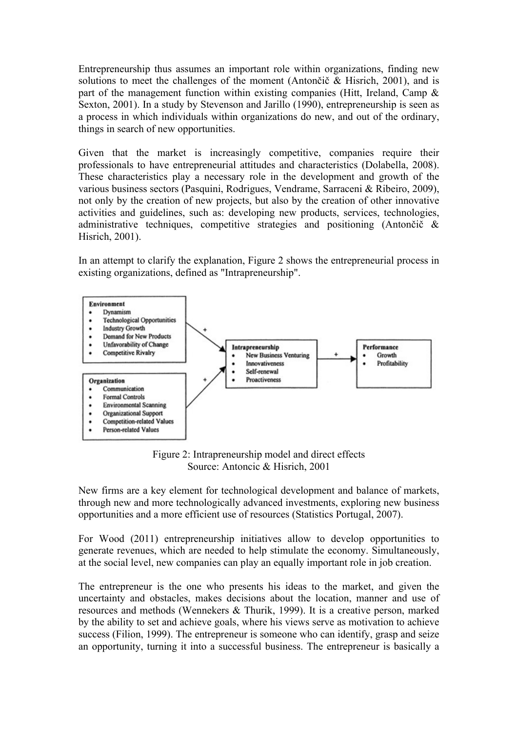Entrepreneurship thus assumes an important role within organizations, finding new solutions to meet the challenges of the moment (Antončič & Hisrich, 2001), and is part of the management function within existing companies (Hitt, Ireland, Camp & Sexton, 2001). In a study by Stevenson and Jarillo (1990), entrepreneurship is seen as a process in which individuals within organizations do new, and out of the ordinary, things in search of new opportunities.

Given that the market is increasingly competitive, companies require their professionals to have entrepreneurial attitudes and characteristics (Dolabella, 2008). These characteristics play a necessary role in the development and growth of the various business sectors (Pasquini, Rodrigues, Vendrame, Sarraceni & Ribeiro, 2009), not only by the creation of new projects, but also by the creation of other innovative activities and guidelines, such as: developing new products, services, technologies, administrative techniques, competitive strategies and positioning (Antončič & Hisrich, 2001).

In an attempt to clarify the explanation, Figure 2 shows the entrepreneurial process in existing organizations, defined as "Intrapreneurship".

**Environment**
- Dynamism
- Technological Opportunities
- Industry Growth
- Demand for New Products
- Unfavorability of Change
- Competitive Rivalry

**Organization**
- Communication
- Formal Controls
- Environmental Scanning
- Organizational Support
- Competition-related Values
- Person-related Values

(+) → **Intrapreneurship**
- New Business Venturing
- Innovativeness
- Self-renewal
- Proactiveness

(+) → **Performance**
- Growth
- Profitability

Figure 2: Intrapreneurship model and direct effects
Source: Antoncic & Hisrich, 2001

New firms are a key element for technological development and balance of markets, through new and more technologically advanced investments, exploring new business opportunities and a more efficient use of resources (Statistics Portugal, 2007).

For Wood (2011) entrepreneurship initiatives allow to develop opportunities to generate revenues, which are needed to help stimulate the economy. Simultaneously, at the social level, new companies can play an equally important role in job creation.

The entrepreneur is the one who presents his ideas to the market, and given the uncertainty and obstacles, makes decisions about the location, manner and use of resources and methods (Wennekers & Thurik, 1999). It is a creative person, marked by the ability to set and achieve goals, where his views serve as motivation to achieve success (Filion, 1999). The entrepreneur is someone who can identify, grasp and seize an opportunity, turning it into a successful business. The entrepreneur is basically a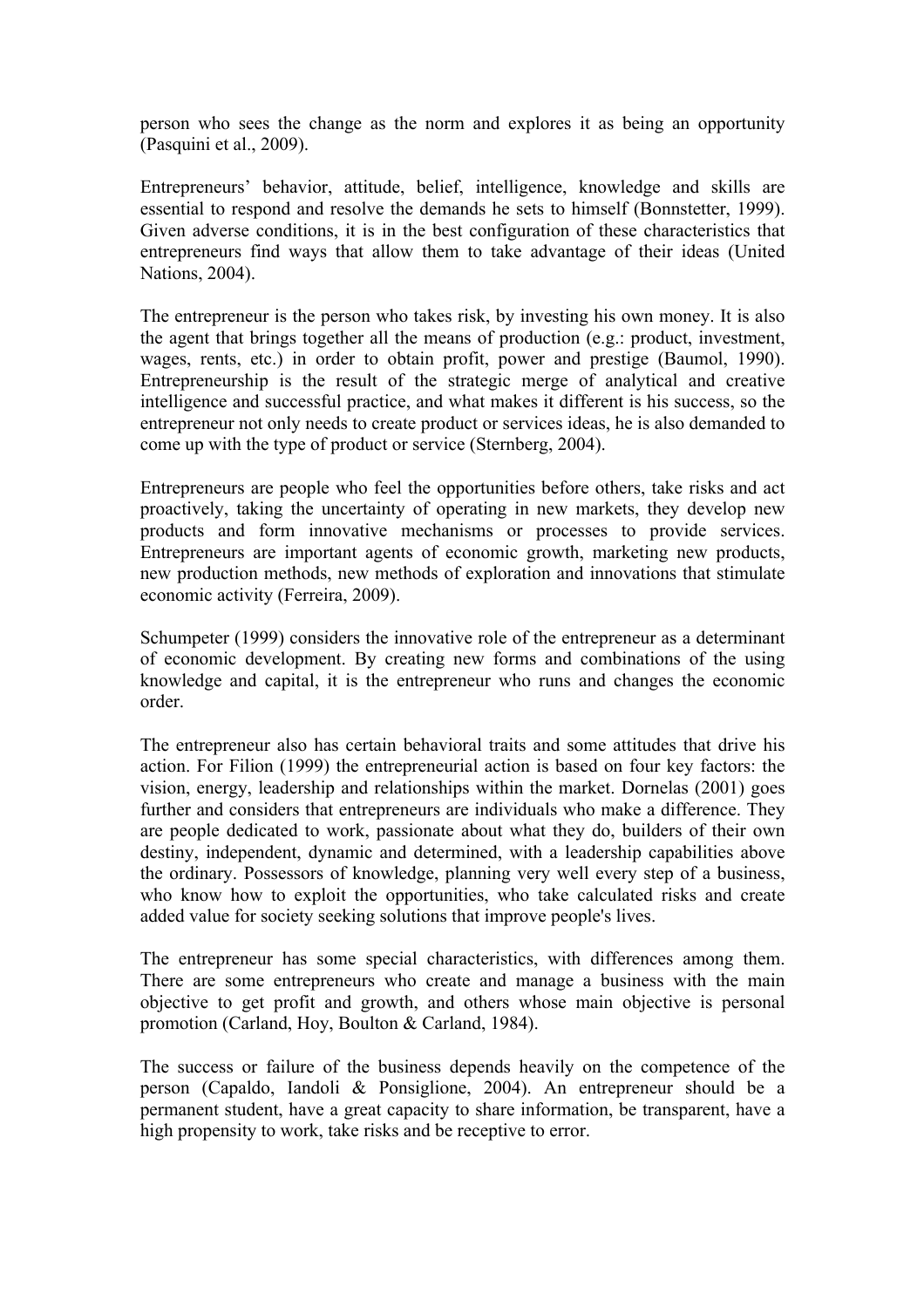person who sees the change as the norm and explores it as being an opportunity (Pasquini et al., 2009).

Entrepreneurs' behavior, attitude, belief, intelligence, knowledge and skills are essential to respond and resolve the demands he sets to himself (Bonnstetter, 1999). Given adverse conditions, it is in the best configuration of these characteristics that entrepreneurs find ways that allow them to take advantage of their ideas (United Nations, 2004).

The entrepreneur is the person who takes risk, by investing his own money. It is also the agent that brings together all the means of production (e.g.: product, investment, wages, rents, etc.) in order to obtain profit, power and prestige (Baumol, 1990). Entrepreneurship is the result of the strategic merge of analytical and creative intelligence and successful practice, and what makes it different is his success, so the entrepreneur not only needs to create product or services ideas, he is also demanded to come up with the type of product or service (Sternberg, 2004).

Entrepreneurs are people who feel the opportunities before others, take risks and act proactively, taking the uncertainty of operating in new markets, they develop new products and form innovative mechanisms or processes to provide services. Entrepreneurs are important agents of economic growth, marketing new products, new production methods, new methods of exploration and innovations that stimulate economic activity (Ferreira, 2009).

Schumpeter (1999) considers the innovative role of the entrepreneur as a determinant of economic development. By creating new forms and combinations of the using knowledge and capital, it is the entrepreneur who runs and changes the economic order.

The entrepreneur also has certain behavioral traits and some attitudes that drive his action. For Filion (1999) the entrepreneurial action is based on four key factors: the vision, energy, leadership and relationships within the market. Dornelas (2001) goes further and considers that entrepreneurs are individuals who make a difference. They are people dedicated to work, passionate about what they do, builders of their own destiny, independent, dynamic and determined, with a leadership capabilities above the ordinary. Possessors of knowledge, planning very well every step of a business, who know how to exploit the opportunities, who take calculated risks and create added value for society seeking solutions that improve people's lives.

The entrepreneur has some special characteristics, with differences among them. There are some entrepreneurs who create and manage a business with the main objective to get profit and growth, and others whose main objective is personal promotion (Carland, Hoy, Boulton & Carland, 1984).

The success or failure of the business depends heavily on the competence of the person (Capaldo, Iandoli & Ponsiglione, 2004). An entrepreneur should be a permanent student, have a great capacity to share information, be transparent, have a high propensity to work, take risks and be receptive to error.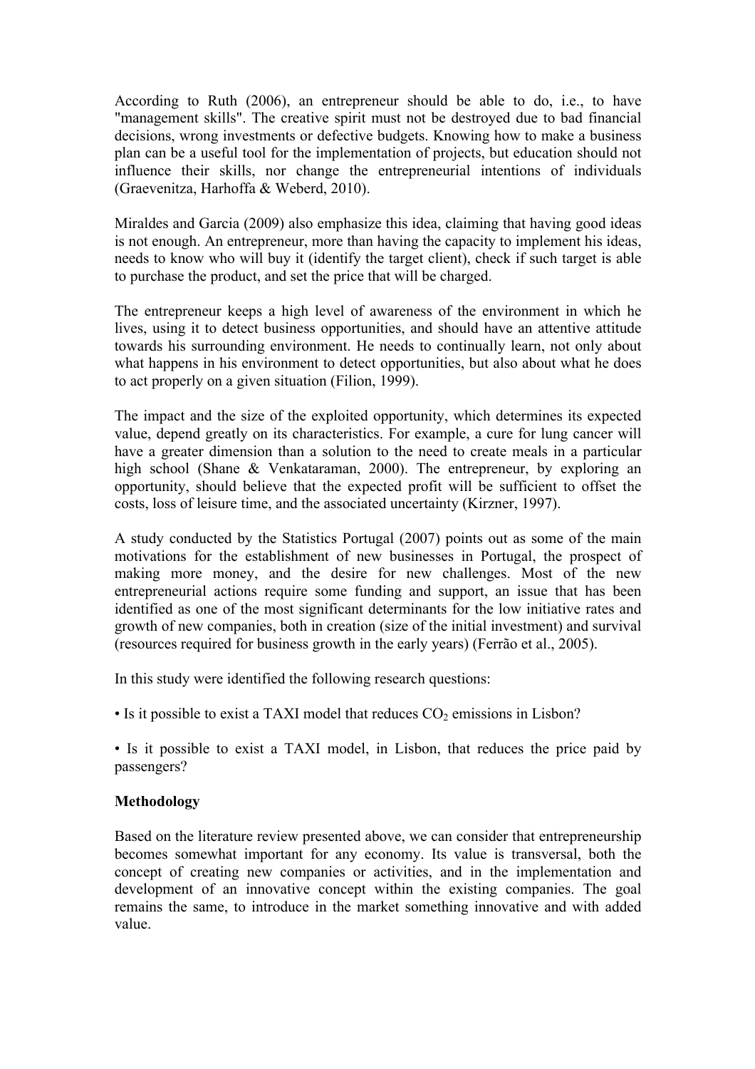According to Ruth (2006), an entrepreneur should be able to do, i.e., to have "management skills". The creative spirit must not be destroyed due to bad financial decisions, wrong investments or defective budgets. Knowing how to make a business plan can be a useful tool for the implementation of projects, but education should not influence their skills, nor change the entrepreneurial intentions of individuals (Graevenitza, Harhoffa & Weberd, 2010).

Miraldes and Garcia (2009) also emphasize this idea, claiming that having good ideas is not enough. An entrepreneur, more than having the capacity to implement his ideas, needs to know who will buy it (identify the target client), check if such target is able to purchase the product, and set the price that will be charged.

The entrepreneur keeps a high level of awareness of the environment in which he lives, using it to detect business opportunities, and should have an attentive attitude towards his surrounding environment. He needs to continually learn, not only about what happens in his environment to detect opportunities, but also about what he does to act properly on a given situation (Filion, 1999).

The impact and the size of the exploited opportunity, which determines its expected value, depend greatly on its characteristics. For example, a cure for lung cancer will have a greater dimension than a solution to the need to create meals in a particular high school (Shane & Venkataraman, 2000). The entrepreneur, by exploring an opportunity, should believe that the expected profit will be sufficient to offset the costs, loss of leisure time, and the associated uncertainty (Kirzner, 1997).

A study conducted by the Statistics Portugal (2007) points out as some of the main motivations for the establishment of new businesses in Portugal, the prospect of making more money, and the desire for new challenges. Most of the new entrepreneurial actions require some funding and support, an issue that has been identified as one of the most significant determinants for the low initiative rates and growth of new companies, both in creation (size of the initial investment) and survival (resources required for business growth in the early years) (Ferrão et al., 2005).

In this study were identified the following research questions:

- Is it possible to exist a TAXI model that reduces $CO_2$ emissions in Lisbon?
- Is it possible to exist a TAXI model, in Lisbon, that reduces the price paid by passengers?

**Methodology**

Based on the literature review presented above, we can consider that entrepreneurship becomes somewhat important for any economy. Its value is transversal, both the concept of creating new companies or activities, and in the implementation and development of an innovative concept within the existing companies. The goal remains the same, to introduce in the market something innovative and with added value.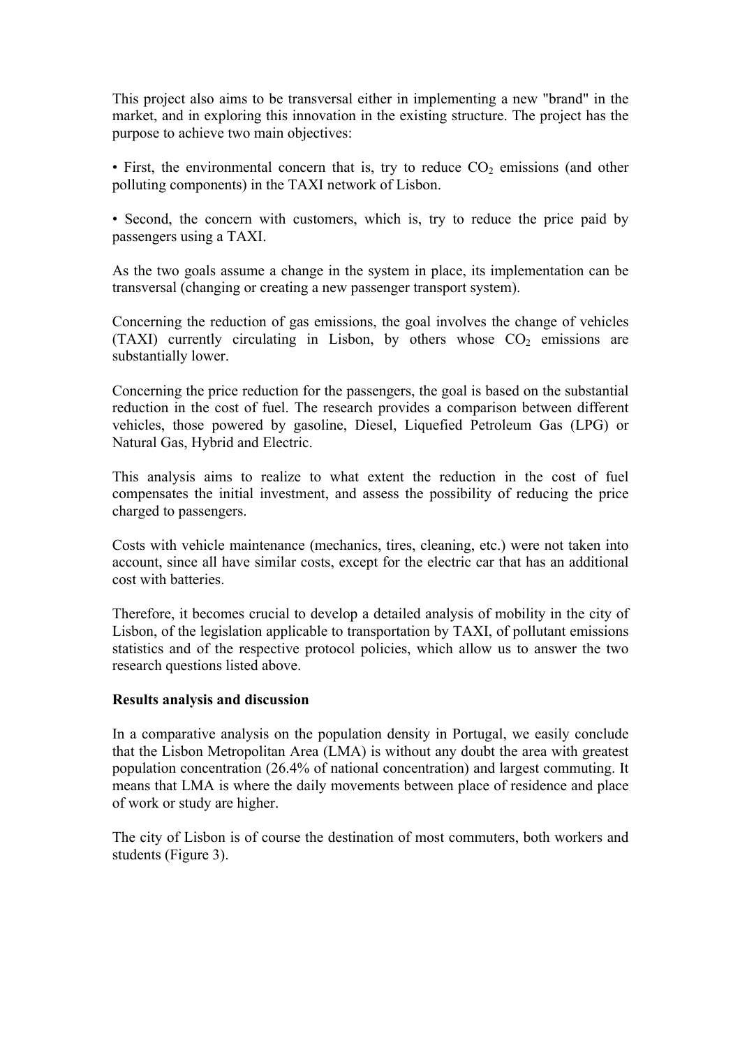This project also aims to be transversal either in implementing a new "brand" in the market, and in exploring this innovation in the existing structure. The project has the purpose to achieve two main objectives:

• First, the environmental concern that is, try to reduce $CO_2$ emissions (and other polluting components) in the TAXI network of Lisbon.

• Second, the concern with customers, which is, try to reduce the price paid by passengers using a TAXI.

As the two goals assume a change in the system in place, its implementation can be transversal (changing or creating a new passenger transport system).

Concerning the reduction of gas emissions, the goal involves the change of vehicles (TAXI) currently circulating in Lisbon, by others whose $CO_2$ emissions are substantially lower.

Concerning the price reduction for the passengers, the goal is based on the substantial reduction in the cost of fuel. The research provides a comparison between different vehicles, those powered by gasoline, Diesel, Liquefied Petroleum Gas (LPG) or Natural Gas, Hybrid and Electric.

This analysis aims to realize to what extent the reduction in the cost of fuel compensates the initial investment, and assess the possibility of reducing the price charged to passengers.

Costs with vehicle maintenance (mechanics, tires, cleaning, etc.) were not taken into account, since all have similar costs, except for the electric car that has an additional cost with batteries.

Therefore, it becomes crucial to develop a detailed analysis of mobility in the city of Lisbon, of the legislation applicable to transportation by TAXI, of pollutant emissions statistics and of the respective protocol policies, which allow us to answer the two research questions listed above.

**Results analysis and discussion**

In a comparative analysis on the population density in Portugal, we easily conclude that the Lisbon Metropolitan Area (LMA) is without any doubt the area with greatest population concentration (26.4% of national concentration) and largest commuting. It means that LMA is where the daily movements between place of residence and place of work or study are higher.

The city of Lisbon is of course the destination of most commuters, both workers and students (Figure 3).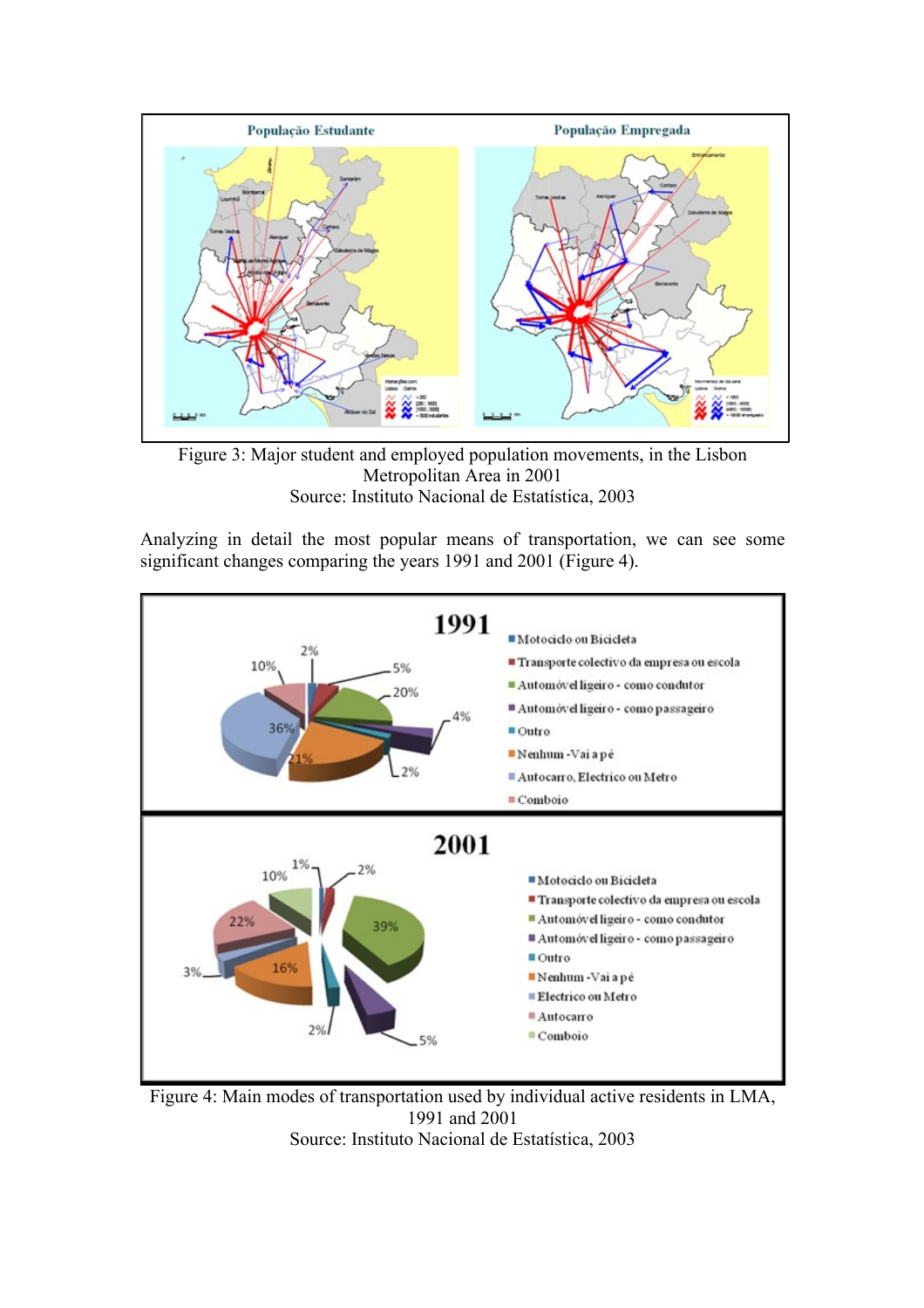Figure 3: Major student and employed population movements, in the Lisbon Metropolitan Area in 2001
Source: Instituto Nacional de Estatística, 2003

Analyzing in detail the most popular means of transportation, we can see some significant changes comparing the years 1991 and 2001 (Figure 4).

Figure 4: Main modes of transportation used by individual active residents in LMA, 1991 and 2001
Source: Instituto Nacional de Estatística, 2003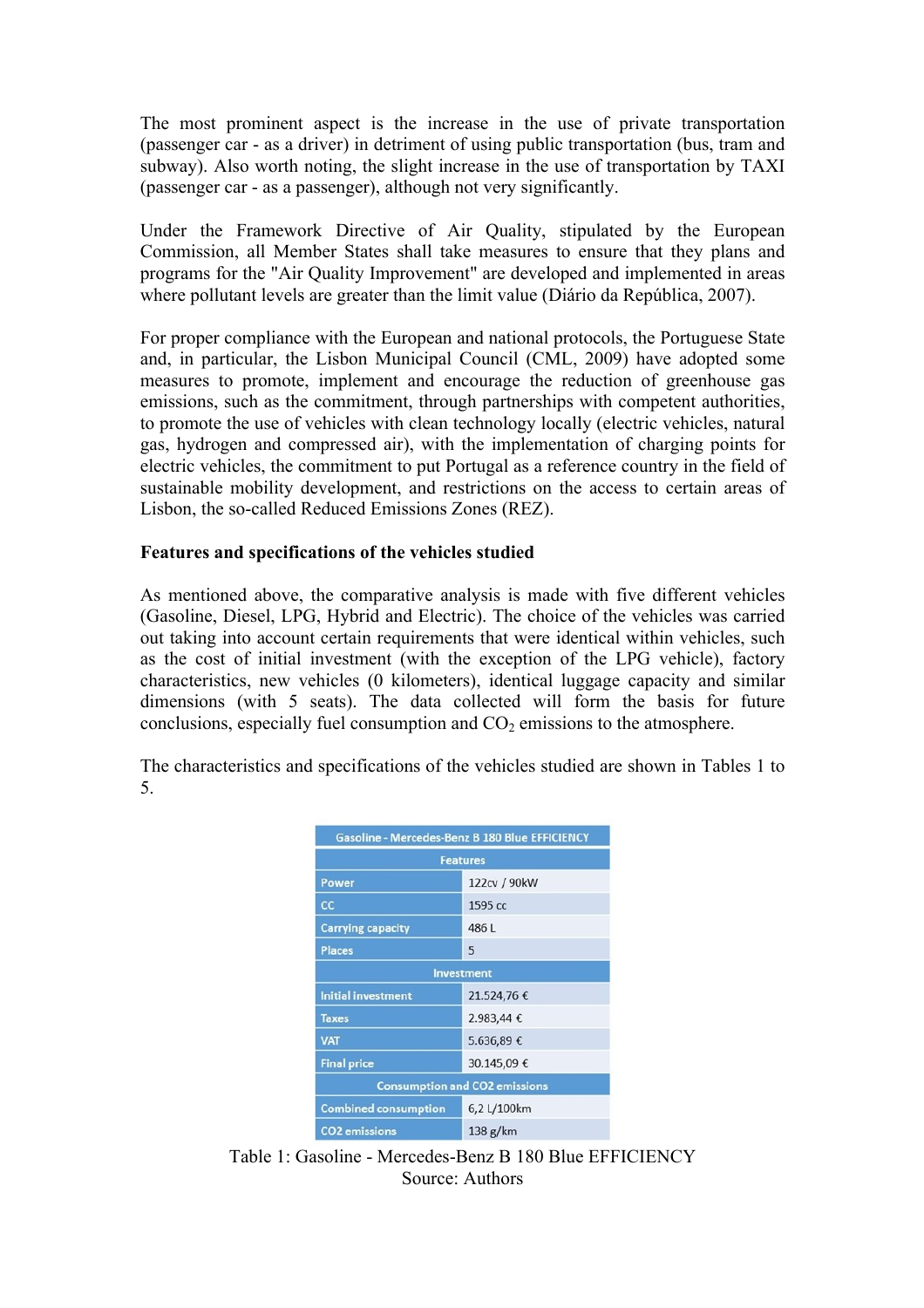The most prominent aspect is the increase in the use of private transportation (passenger car - as a driver) in detriment of using public transportation (bus, tram and subway). Also worth noting, the slight increase in the use of transportation by TAXI (passenger car - as a passenger), although not very significantly.

Under the Framework Directive of Air Quality, stipulated by the European Commission, all Member States shall take measures to ensure that they plans and programs for the "Air Quality Improvement" are developed and implemented in areas where pollutant levels are greater than the limit value (Diário da República, 2007).

For proper compliance with the European and national protocols, the Portuguese State and, in particular, the Lisbon Municipal Council (CML, 2009) have adopted some measures to promote, implement and encourage the reduction of greenhouse gas emissions, such as the commitment, through partnerships with competent authorities, to promote the use of vehicles with clean technology locally (electric vehicles, natural gas, hydrogen and compressed air), with the implementation of charging points for electric vehicles, the commitment to put Portugal as a reference country in the field of sustainable mobility development, and restrictions on the access to certain areas of Lisbon, the so-called Reduced Emissions Zones (REZ).

**Features and specifications of the vehicles studied**

As mentioned above, the comparative analysis is made with five different vehicles (Gasoline, Diesel, LPG, Hybrid and Electric). The choice of the vehicles was carried out taking into account certain requirements that were identical within vehicles, such as the cost of initial investment (with the exception of the LPG vehicle), factory characteristics, new vehicles (0 kilometers), identical luggage capacity and similar dimensions (with 5 seats). The data collected will form the basis for future conclusions, especially fuel consumption and $CO_2$ emissions to the atmosphere.

The characteristics and specifications of the vehicles studied are shown in Tables 1 to 5.

| Gasoline - Mercedes-Benz B 180 Blue EFFICIENCY | |
|---|---|
| **Features** | |
| Power | 122cv / 90kW |
| CC | 1595 cc |
| Carrying capacity | 486 L |
| Places | 5 |
| **Investment** | |
| Initial investment | 21.524,76 € |
| Taxes | 2.983,44 € |
| VAT | 5.636,89 € |
| Final price | 30.145,09 € |
| **Consumption and CO2 emissions** | |
| Combined consumption | 6,2 L/100km |
| CO2 emissions | 138 g/km |

Table 1: Gasoline - Mercedes-Benz B 180 Blue EFFICIENCY
Source: Authors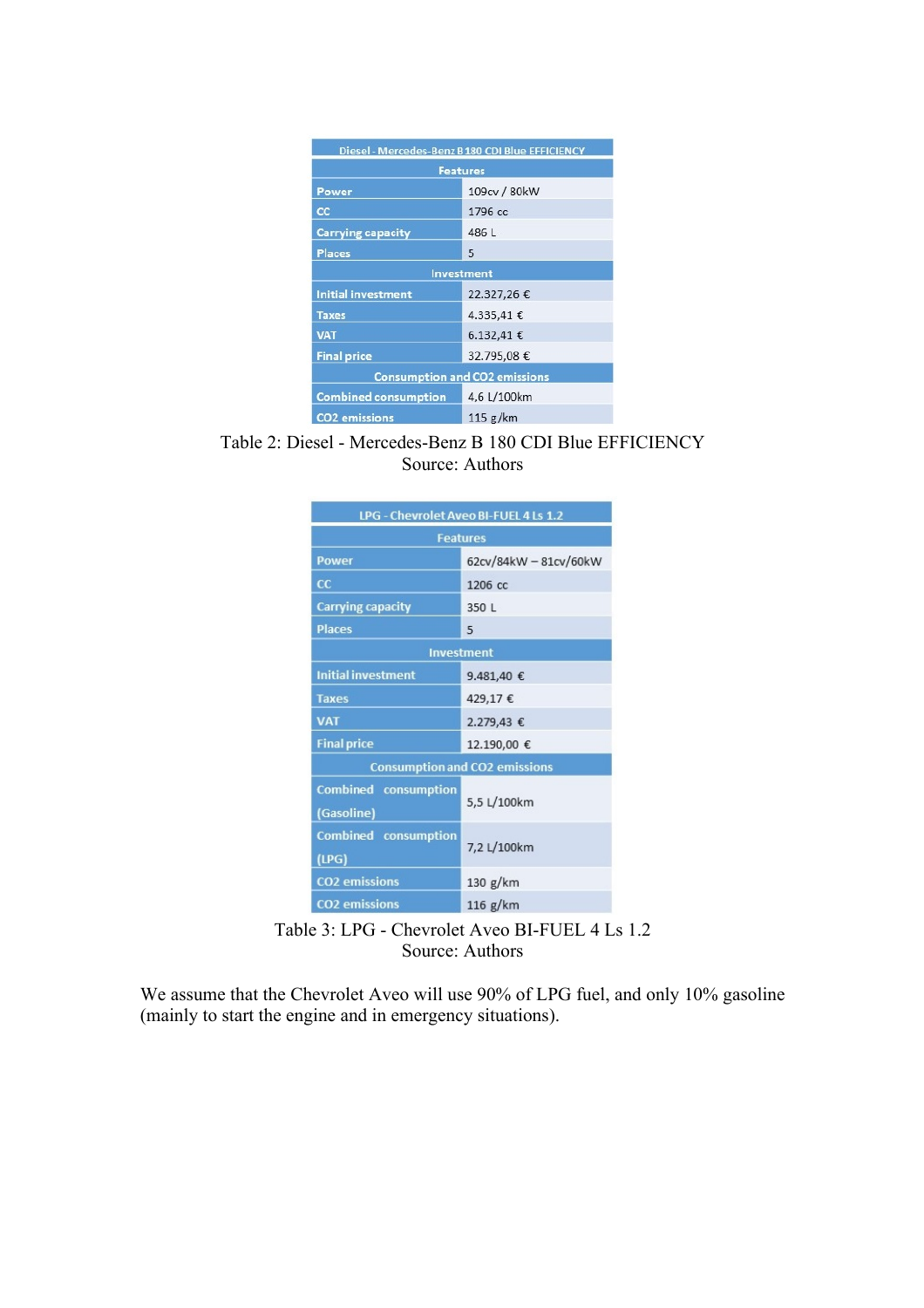| Diesel - Mercedes-Benz B 180 CDI Blue EFFICIENCY | |
|---|---|
| **Features** | |
| Power | 109cv / 80kW |
| CC | 1796 cc |
| Carrying capacity | 486 L |
| Places | 5 |
| **Investment** | |
| Initial investment | 22.327,26 € |
| Taxes | 4.335,41 € |
| VAT | 6.132,41 € |
| Final price | 32.795,08 € |
| **Consumption and CO2 emissions** | |
| Combined consumption | 4,6 L/100km |
| CO2 emissions | 115 g/km |

Table 2: Diesel - Mercedes-Benz B 180 CDI Blue EFFICIENCY
Source: Authors

| LPG - Chevrolet Aveo BI-FUEL 4 Ls 1.2 | |
|---|---|
| **Features** | |
| Power | 62cv/84kW – 81cv/60kW |
| CC | 1206 cc |
| Carrying capacity | 350 L |
| Places | 5 |
| **Investment** | |
| Initial investment | 9.481,40 € |
| Taxes | 429,17 € |
| VAT | 2.279,43 € |
| Final price | 12.190,00 € |
| **Consumption and CO2 emissions** | |
| Combined consumption (Gasoline) | 5,5 L/100km |
| Combined consumption (LPG) | 7,2 L/100km |
| CO2 emissions | 130 g/km |
| CO2 emissions | 116 g/km |

Table 3: LPG - Chevrolet Aveo BI-FUEL 4 Ls 1.2
Source: Authors

We assume that the Chevrolet Aveo will use 90% of LPG fuel, and only 10% gasoline (mainly to start the engine and in emergency situations).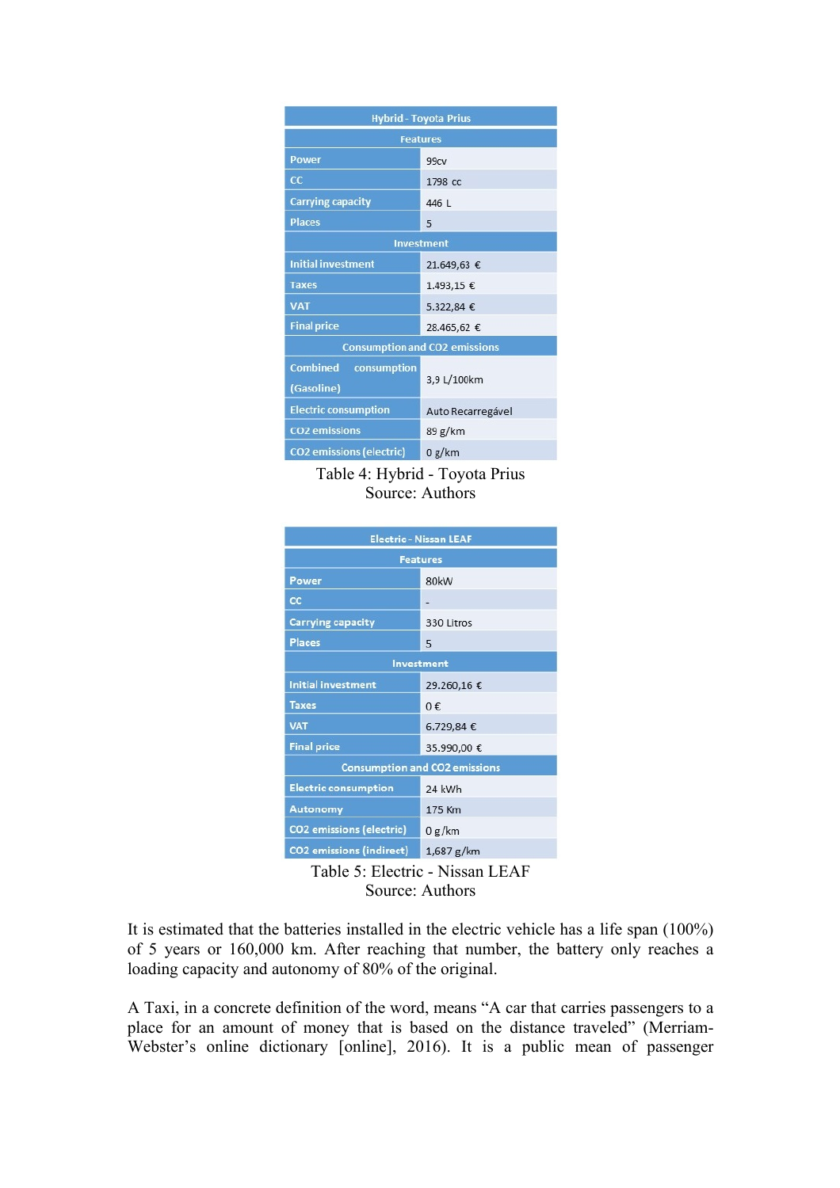| Hybrid - Toyota Prius | |
|---|---|
| **Features** | |
| Power | 99cv |
| CC | 1798 cc |
| Carrying capacity | 446 L |
| Places | 5 |
| **Investment** | |
| Initial investment | 21.649,63 € |
| Taxes | 1.493,15 € |
| VAT | 5.322,84 € |
| Final price | 28.465,62 € |
| **Consumption and CO2 emissions** | |
| Combined consumption (Gasoline) | 3,9 L/100km |
| Electric consumption | Auto Recarregável |
| CO2 emissions | 89 g/km |
| CO2 emissions (electric) | 0 g/km |

Table 4: Hybrid - Toyota Prius
Source: Authors

| Electric - Nissan LEAF | |
|---|---|
| **Features** | |
| Power | 80kW |
| CC | - |
| Carrying capacity | 330 Litros |
| Places | 5 |
| **Investment** | |
| Initial investment | 29.260,16 € |
| Taxes | 0 € |
| VAT | 6.729,84 € |
| Final price | 35.990,00 € |
| **Consumption and CO2 emissions** | |
| Electric consumption | 24 kWh |
| Autonomy | 175 Km |
| CO2 emissions (electric) | 0 g/km |
| CO2 emissions (indirect) | 1,687 g/km |

Table 5: Electric - Nissan LEAF
Source: Authors

It is estimated that the batteries installed in the electric vehicle has a life span (100%) of 5 years or 160,000 km. After reaching that number, the battery only reaches a loading capacity and autonomy of 80% of the original.

A Taxi, in a concrete definition of the word, means "A car that carries passengers to a place for an amount of money that is based on the distance traveled" (Merriam-Webster's online dictionary [online], 2016). It is a public mean of passenger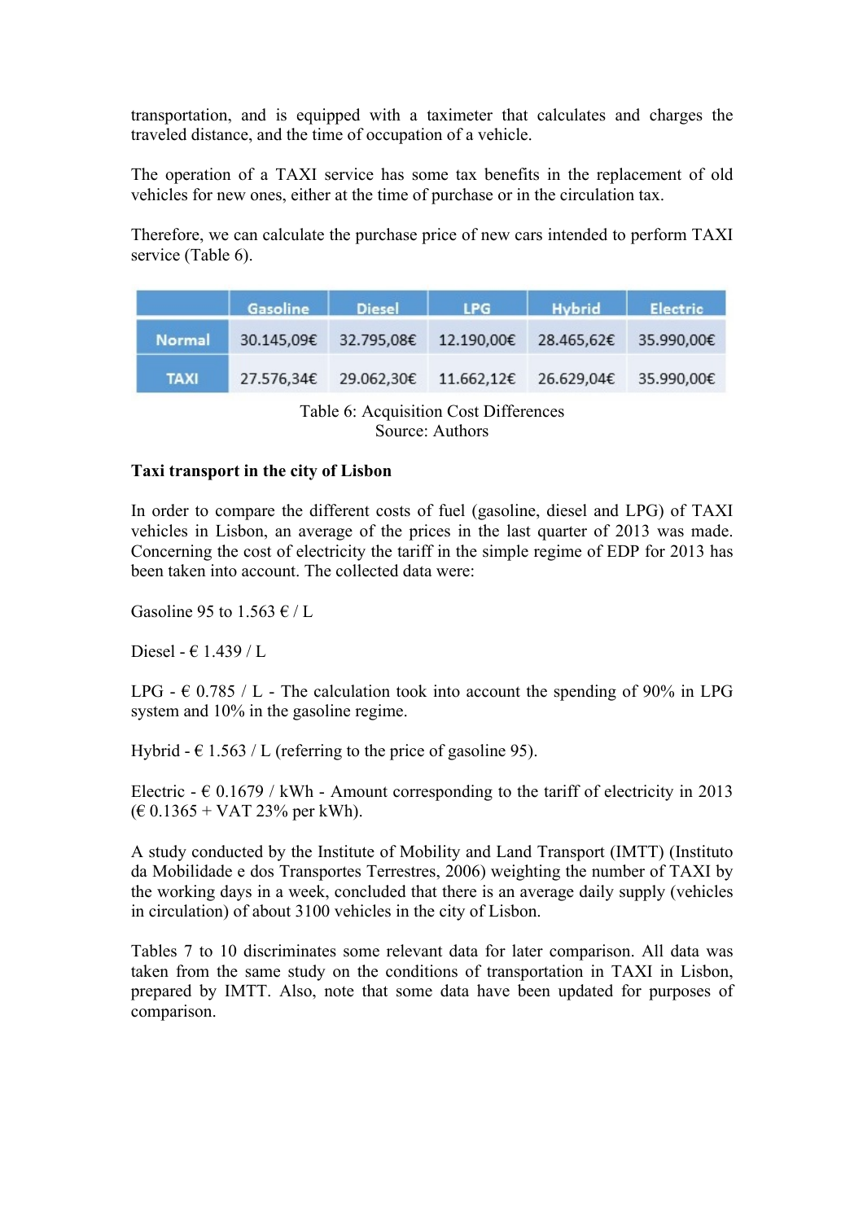transportation, and is equipped with a taximeter that calculates and charges the traveled distance, and the time of occupation of a vehicle.

The operation of a TAXI service has some tax benefits in the replacement of old vehicles for new ones, either at the time of purchase or in the circulation tax.

Therefore, we can calculate the purchase price of new cars intended to perform TAXI service (Table 6).

| | Gasoline | Diesel | LPG | Hybrid | Electric |
|---|---|---|---|---|---|
| Normal | 30.145,09€ | 32.795,08€ | 12.190,00€ | 28.465,62€ | 35.990,00€ |
| TAXI | 27.576,34€ | 29.062,30€ | 11.662,12€ | 26.629,04€ | 35.990,00€ |

Table 6: Acquisition Cost Differences
Source: Authors

**Taxi transport in the city of Lisbon**

In order to compare the different costs of fuel (gasoline, diesel and LPG) of TAXI vehicles in Lisbon, an average of the prices in the last quarter of 2013 was made. Concerning the cost of electricity the tariff in the simple regime of EDP for 2013 has been taken into account. The collected data were:

Gasoline 95 to 1.563 € / L

Diesel - € 1.439 / L

LPG - € 0.785 / L - The calculation took into account the spending of 90% in LPG system and 10% in the gasoline regime.

Hybrid - € 1.563 / L (referring to the price of gasoline 95).

Electric - € 0.1679 / kWh - Amount corresponding to the tariff of electricity in 2013 (€ 0.1365 + VAT 23% per kWh).

A study conducted by the Institute of Mobility and Land Transport (IMTT) (Instituto da Mobilidade e dos Transportes Terrestres, 2006) weighting the number of TAXI by the working days in a week, concluded that there is an average daily supply (vehicles in circulation) of about 3100 vehicles in the city of Lisbon.

Tables 7 to 10 discriminates some relevant data for later comparison. All data was taken from the same study on the conditions of transportation in TAXI in Lisbon, prepared by IMTT. Also, note that some data have been updated for purposes of comparison.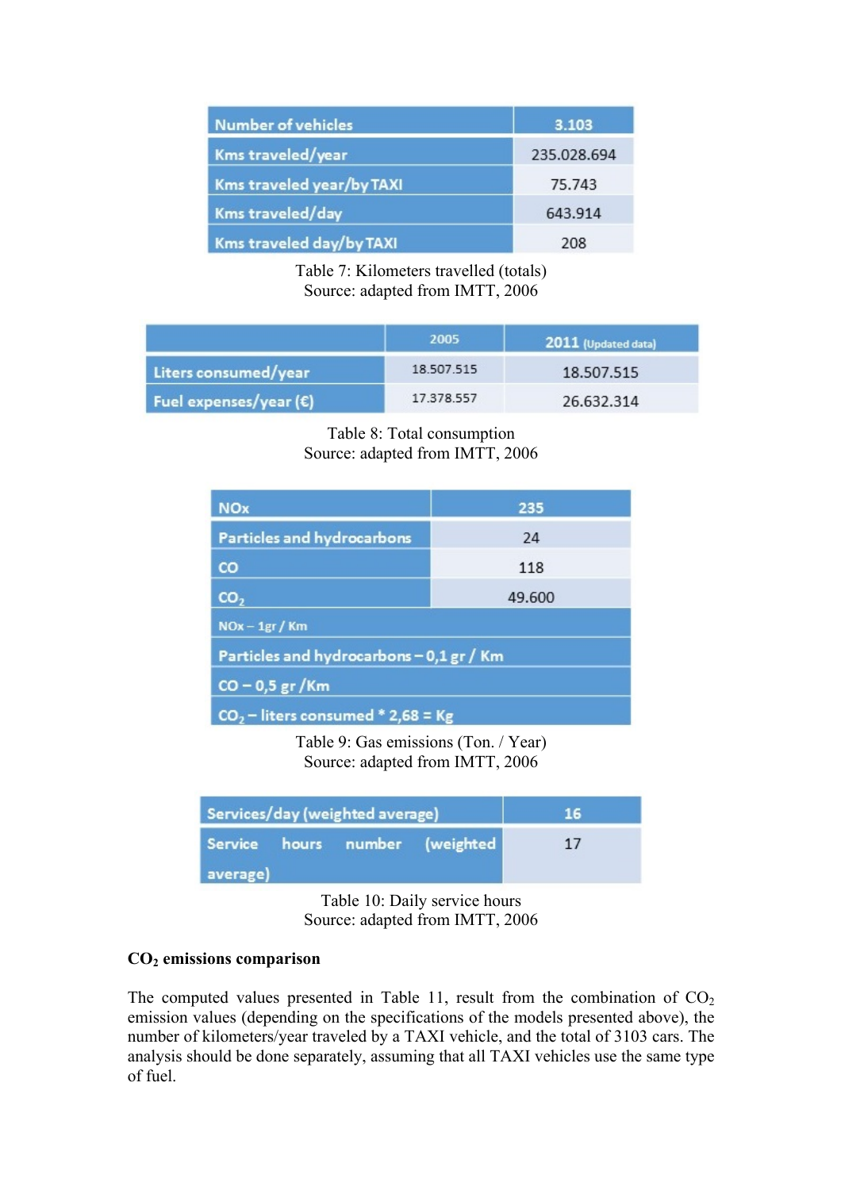| Number of vehicles | 3.103 |
|---|---|
| Kms traveled/year | 235.028.694 |
| Kms traveled year/by TAXI | 75.743 |
| Kms traveled/day | 643.914 |
| Kms traveled day/by TAXI | 208 |

Table 7: Kilometers travelled (totals)
Source: adapted from IMTT, 2006

| | 2005 | 2011 (Updated data) |
|---|---|---|
| Liters consumed/year | 18.507.515 | 18.507.515 |
| Fuel expenses/year (€) | 17.378.557 | 26.632.314 |

Table 8: Total consumption
Source: adapted from IMTT, 2006

| NOx | 235 |
|---|---|
| Particles and hydrocarbons | 24 |
| CO | 118 |
| $CO_2$ | 49.600 |
| NOx – 1gr / Km | |
| Particles and hydrocarbons – 0,1 gr / Km | |
| CO – 0,5 gr /Km | |
| $CO_2$ – liters consumed * 2,68 = Kg | |

Table 9: Gas emissions (Ton. / Year)
Source: adapted from IMTT, 2006

| Services/day (weighted average) | 16 |
|---|---|
| Service hours number (weighted average) | 17 |

Table 10: Daily service hours
Source: adapted from IMTT, 2006

**$CO_2$ emissions comparison**

The computed values presented in Table 11, result from the combination of $CO_2$ emission values (depending on the specifications of the models presented above), the number of kilometers/year traveled by a TAXI vehicle, and the total of 3103 cars. The analysis should be done separately, assuming that all TAXI vehicles use the same type of fuel.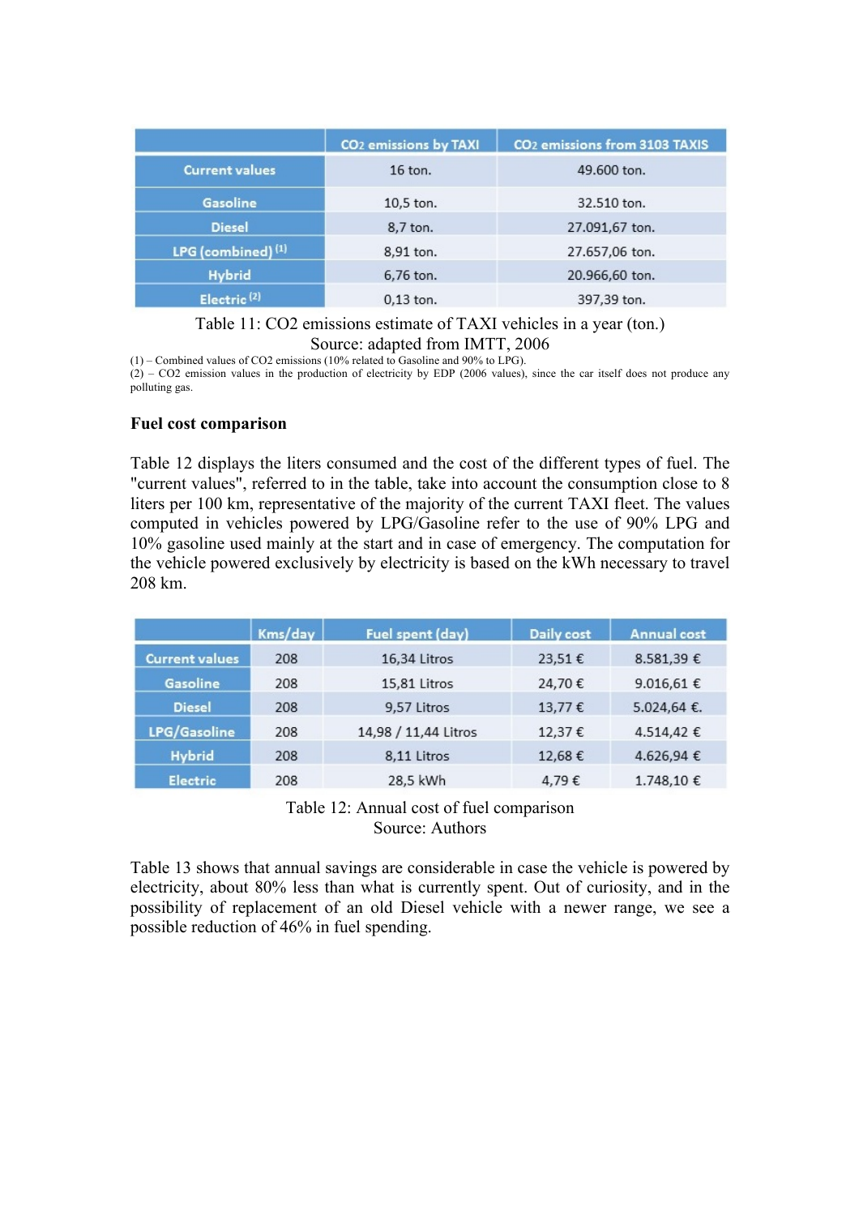| | $CO_2$ emissions by TAXI | $CO_2$ emissions from 3103 TAXIS |
|---|---|---|
| Current values | 16 ton. | 49.600 ton. |
| Gasoline | 10,5 ton. | 32.510 ton. |
| Diesel | 8,7 ton. | 27.091,67 ton. |
| LPG (combined) (1) | 8,91 ton. | 27.657,06 ton. |
| Hybrid | 6,76 ton. | 20.966,60 ton. |
| Electric (2) | 0,13 ton. | 397,39 ton. |

Table 11: CO2 emissions estimate of TAXI vehicles in a year (ton.)
Source: adapted from IMTT, 2006

(1) – Combined values of CO2 emissions (10% related to Gasoline and 90% to LPG).
(2) – CO2 emission values in the production of electricity by EDP (2006 values), since the car itself does not produce any polluting gas.

**Fuel cost comparison**

Table 12 displays the liters consumed and the cost of the different types of fuel. The "current values", referred to in the table, take into account the consumption close to 8 liters per 100 km, representative of the majority of the current TAXI fleet. The values computed in vehicles powered by LPG/Gasoline refer to the use of 90% LPG and 10% gasoline used mainly at the start and in case of emergency. The computation for the vehicle powered exclusively by electricity is based on the kWh necessary to travel 208 km.

| | Kms/day | Fuel spent (day) | Daily cost | Annual cost |
|---|---|---|---|---|
| Current values | 208 | 16,34 Litros | 23,51 € | 8.581,39 € |
| Gasoline | 208 | 15,81 Litros | 24,70 € | 9.016,61 € |
| Diesel | 208 | 9,57 Litros | 13,77 € | 5.024,64 €. |
| LPG/Gasoline | 208 | 14,98 / 11,44 Litros | 12,37 € | 4.514,42 € |
| Hybrid | 208 | 8,11 Litros | 12,68 € | 4.626,94 € |
| Electric | 208 | 28,5 kWh | 4,79 € | 1.748,10 € |

Table 12: Annual cost of fuel comparison
Source: Authors

Table 13 shows that annual savings are considerable in case the vehicle is powered by electricity, about 80% less than what is currently spent. Out of curiosity, and in the possibility of replacement of an old Diesel vehicle with a newer range, we see a possible reduction of 46% in fuel spending.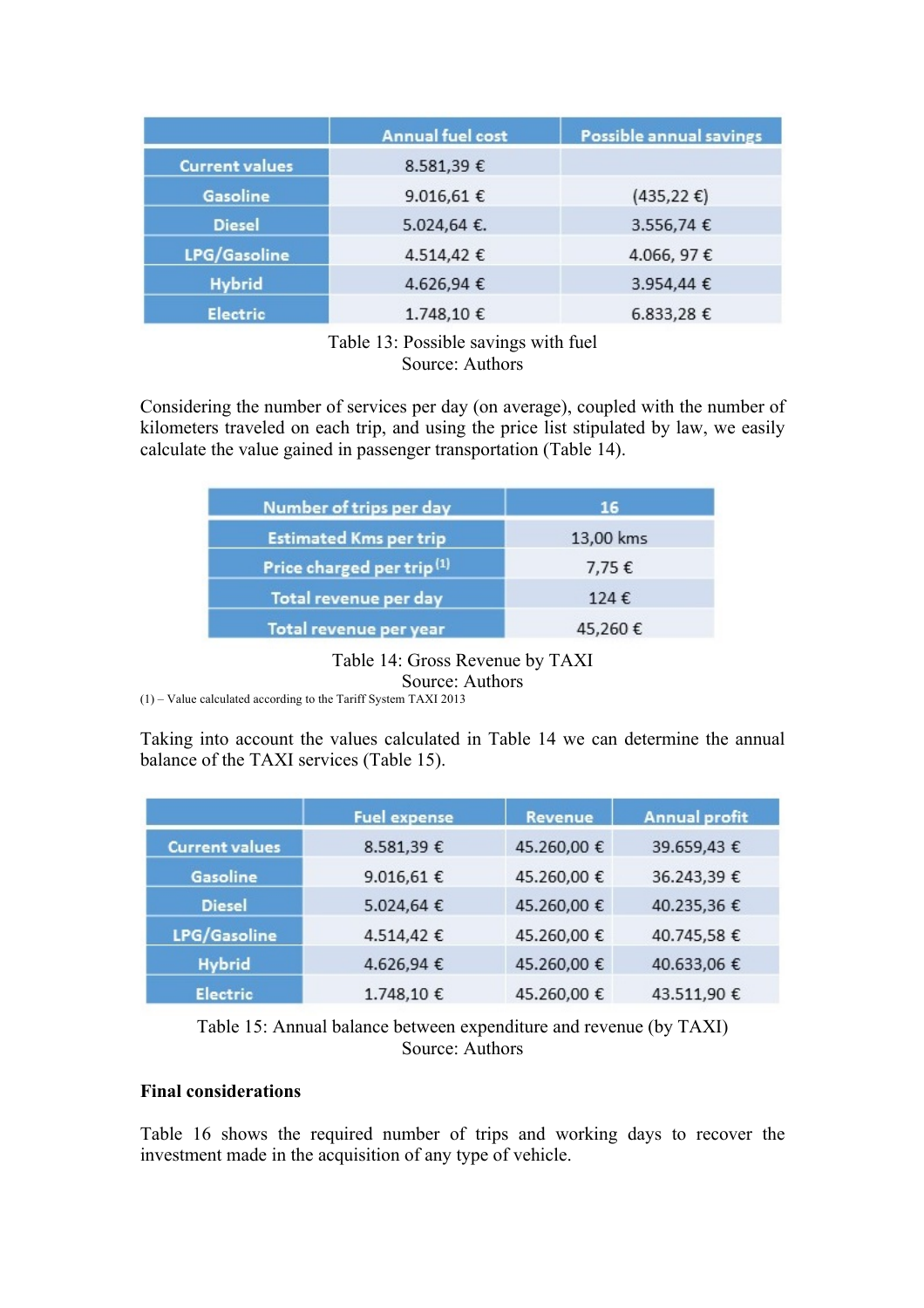|  | Annual fuel cost | Possible annual savings |
|---|---|---|
| Current values | 8.581,39 € |  |
| Gasoline | 9.016,61 € | (435,22 €) |
| Diesel | 5.024,64 €. | 3.556,74 € |
| LPG/Gasoline | 4.514,42 € | 4.066, 97 € |
| Hybrid | 4.626,94 € | 3.954,44 € |
| Electric | 1.748,10 € | 6.833,28 € |

Table 13: Possible savings with fuel
Source: Authors

Considering the number of services per day (on average), coupled with the number of kilometers traveled on each trip, and using the price list stipulated by law, we easily calculate the value gained in passenger transportation (Table 14).

| Number of trips per day | 16 |
|---|---|
| Estimated Kms per trip | 13,00 kms |
| Price charged per trip (1) | 7,75 € |
| Total revenue per day | 124 € |
| Total revenue per year | 45,260 € |

Table 14: Gross Revenue by TAXI
Source: Authors

(1) – Value calculated according to the Tariff System TAXI 2013

Taking into account the values calculated in Table 14 we can determine the annual balance of the TAXI services (Table 15).

|  | Fuel expense | Revenue | Annual profit |
|---|---|---|---|
| Current values | 8.581,39 € | 45.260,00 € | 39.659,43 € |
| Gasoline | 9.016,61 € | 45.260,00 € | 36.243,39 € |
| Diesel | 5.024,64 € | 45.260,00 € | 40.235,36 € |
| LPG/Gasoline | 4.514,42 € | 45.260,00 € | 40.745,58 € |
| Hybrid | 4.626,94 € | 45.260,00 € | 40.633,06 € |
| Electric | 1.748,10 € | 45.260,00 € | 43.511,90 € |

Table 15: Annual balance between expenditure and revenue (by TAXI)
Source: Authors

**Final considerations**

Table 16 shows the required number of trips and working days to recover the investment made in the acquisition of any type of vehicle.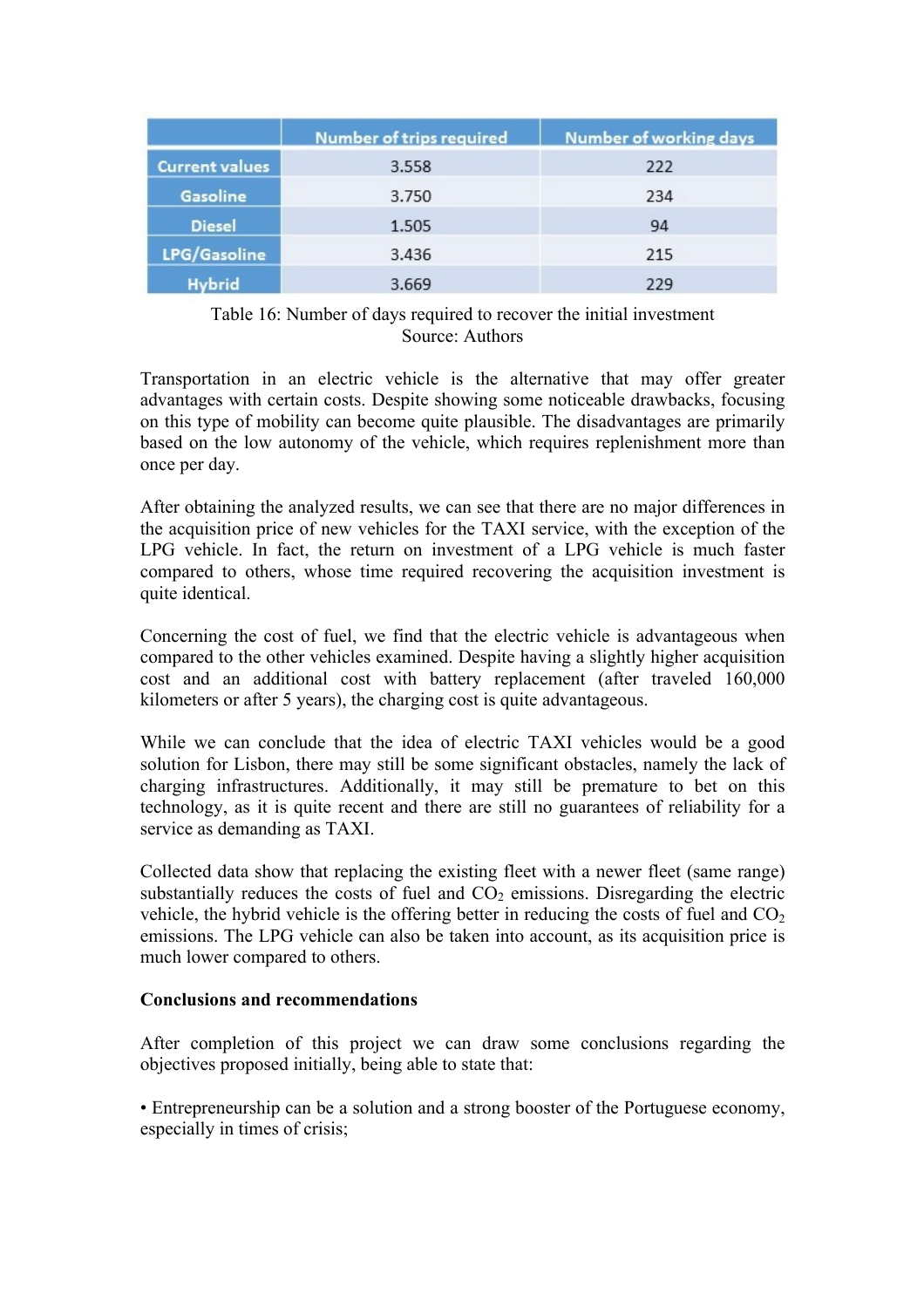| | Number of trips required | Number of working days |
|---|---|---|
| Current values | 3.558 | 222 |
| Gasoline | 3.750 | 234 |
| Diesel | 1.505 | 94 |
| LPG/Gasoline | 3.436 | 215 |
| Hybrid | 3.669 | 229 |

Table 16: Number of days required to recover the initial investment
Source: Authors

Transportation in an electric vehicle is the alternative that may offer greater advantages with certain costs. Despite showing some noticeable drawbacks, focusing on this type of mobility can become quite plausible. The disadvantages are primarily based on the low autonomy of the vehicle, which requires replenishment more than once per day.

After obtaining the analyzed results, we can see that there are no major differences in the acquisition price of new vehicles for the TAXI service, with the exception of the LPG vehicle. In fact, the return on investment of a LPG vehicle is much faster compared to others, whose time required recovering the acquisition investment is quite identical.

Concerning the cost of fuel, we find that the electric vehicle is advantageous when compared to the other vehicles examined. Despite having a slightly higher acquisition cost and an additional cost with battery replacement (after traveled 160,000 kilometers or after 5 years), the charging cost is quite advantageous.

While we can conclude that the idea of electric TAXI vehicles would be a good solution for Lisbon, there may still be some significant obstacles, namely the lack of charging infrastructures. Additionally, it may still be premature to bet on this technology, as it is quite recent and there are still no guarantees of reliability for a service as demanding as TAXI.

Collected data show that replacing the existing fleet with a newer fleet (same range) substantially reduces the costs of fuel and $CO_2$ emissions. Disregarding the electric vehicle, the hybrid vehicle is the offering better in reducing the costs of fuel and $CO_2$ emissions. The LPG vehicle can also be taken into account, as its acquisition price is much lower compared to others.

**Conclusions and recommendations**

After completion of this project we can draw some conclusions regarding the objectives proposed initially, being able to state that:

• Entrepreneurship can be a solution and a strong booster of the Portuguese economy, especially in times of crisis;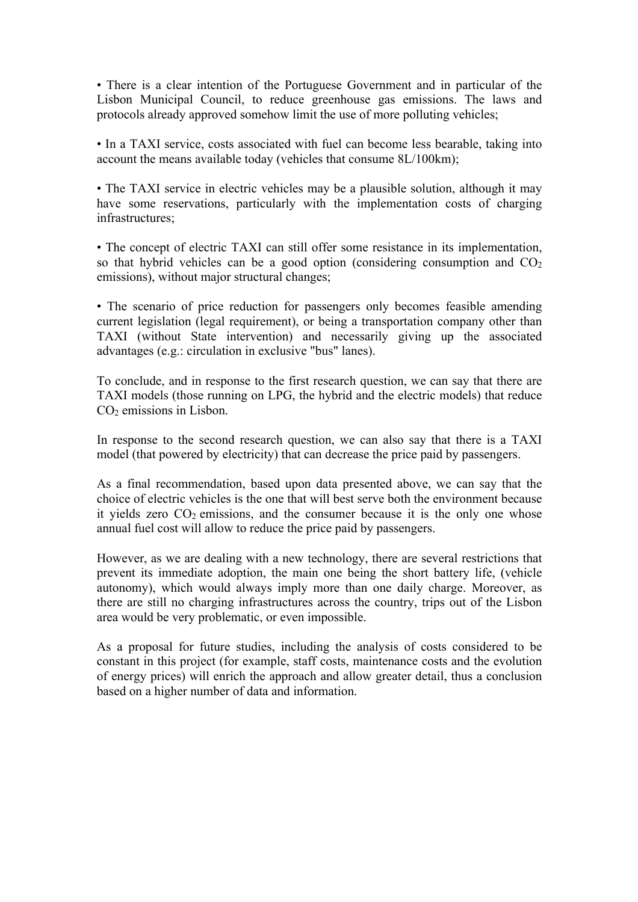- There is a clear intention of the Portuguese Government and in particular of the Lisbon Municipal Council, to reduce greenhouse gas emissions. The laws and protocols already approved somehow limit the use of more polluting vehicles;

- In a TAXI service, costs associated with fuel can become less bearable, taking into account the means available today (vehicles that consume 8L/100km);

- The TAXI service in electric vehicles may be a plausible solution, although it may have some reservations, particularly with the implementation costs of charging infrastructures;

- The concept of electric TAXI can still offer some resistance in its implementation, so that hybrid vehicles can be a good option (considering consumption and $CO_2$ emissions), without major structural changes;

- The scenario of price reduction for passengers only becomes feasible amending current legislation (legal requirement), or being a transportation company other than TAXI (without State intervention) and necessarily giving up the associated advantages (e.g.: circulation in exclusive "bus" lanes).

To conclude, and in response to the first research question, we can say that there are TAXI models (those running on LPG, the hybrid and the electric models) that reduce $CO_2$ emissions in Lisbon.

In response to the second research question, we can also say that there is a TAXI model (that powered by electricity) that can decrease the price paid by passengers.

As a final recommendation, based upon data presented above, we can say that the choice of electric vehicles is the one that will best serve both the environment because it yields zero $CO_2$ emissions, and the consumer because it is the only one whose annual fuel cost will allow to reduce the price paid by passengers.

However, as we are dealing with a new technology, there are several restrictions that prevent its immediate adoption, the main one being the short battery life, (vehicle autonomy), which would always imply more than one daily charge. Moreover, as there are still no charging infrastructures across the country, trips out of the Lisbon area would be very problematic, or even impossible.

As a proposal for future studies, including the analysis of costs considered to be constant in this project (for example, staff costs, maintenance costs and the evolution of energy prices) will enrich the approach and allow greater detail, thus a conclusion based on a higher number of data and information.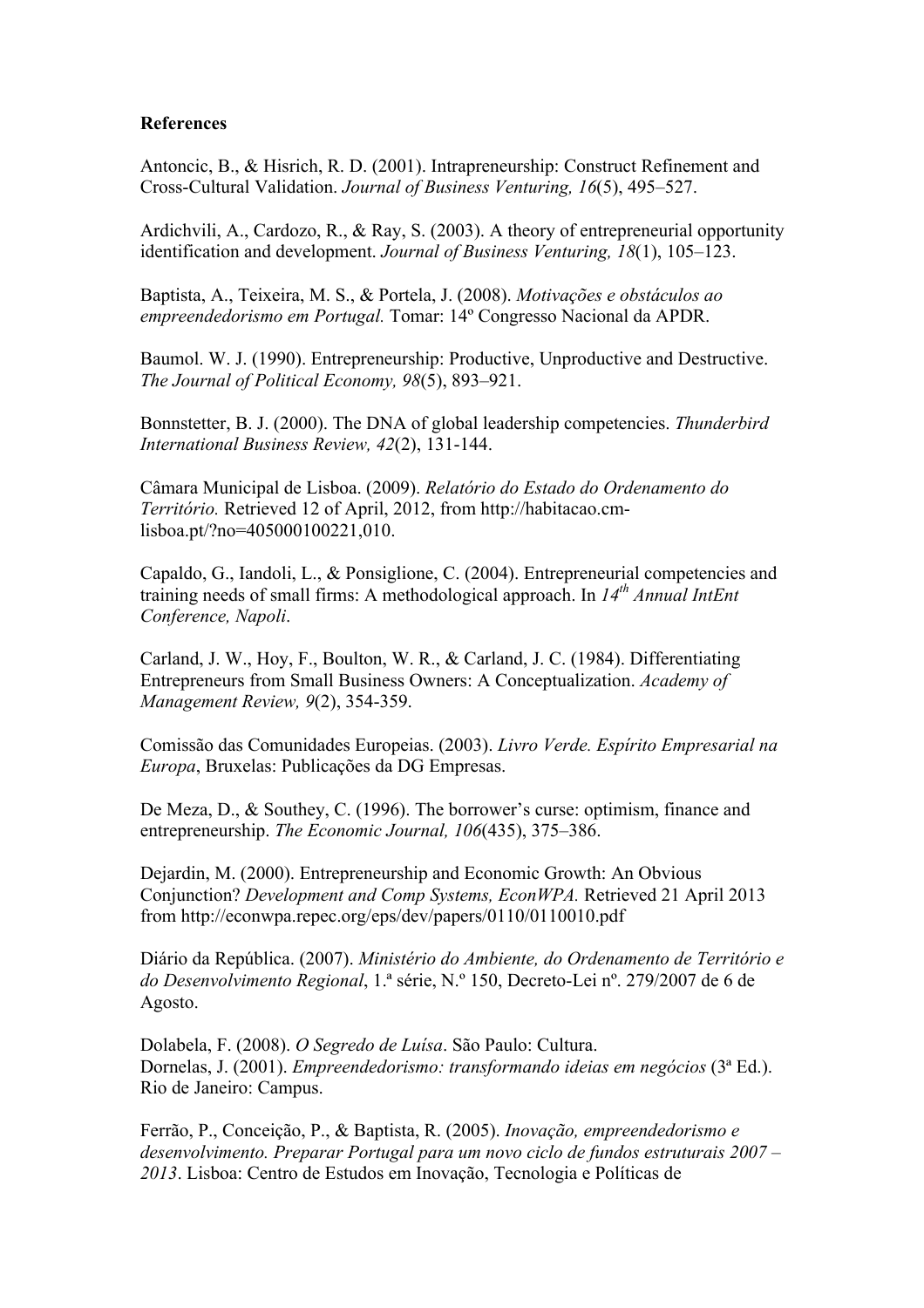**References**

Antoncic, B., & Hisrich, R. D. (2001). Intrapreneurship: Construct Refinement and Cross-Cultural Validation. *Journal of Business Venturing, 16*(5), 495–527.

Ardichvili, A., Cardozo, R., & Ray, S. (2003). A theory of entrepreneurial opportunity identification and development. *Journal of Business Venturing, 18*(1), 105–123.

Baptista, A., Teixeira, M. S., & Portela, J. (2008). *Motivações e obstáculos ao empreendedorismo em Portugal.* Tomar: 14º Congresso Nacional da APDR.

Baumol. W. J. (1990). Entrepreneurship: Productive, Unproductive and Destructive. *The Journal of Political Economy, 98*(5), 893–921.

Bonnstetter, B. J. (2000). The DNA of global leadership competencies. *Thunderbird International Business Review, 42*(2), 131-144.

Câmara Municipal de Lisboa. (2009). *Relatório do Estado do Ordenamento do Território.* Retrieved 12 of April, 2012, from http://habitacao.cm-lisboa.pt/?no=405000100221,010.

Capaldo, G., Iandoli, L., & Ponsiglione, C. (2004). Entrepreneurial competencies and training needs of small firms: A methodological approach. In *14th Annual IntEnt Conference, Napoli*.

Carland, J. W., Hoy, F., Boulton, W. R., & Carland, J. C. (1984). Differentiating Entrepreneurs from Small Business Owners: A Conceptualization. *Academy of Management Review, 9*(2), 354-359.

Comissão das Comunidades Europeias. (2003). *Livro Verde. Espírito Empresarial na Europa*, Bruxelas: Publicações da DG Empresas.

De Meza, D., & Southey, C. (1996). The borrower's curse: optimism, finance and entrepreneurship. *The Economic Journal, 106*(435), 375–386.

Dejardin, M. (2000). Entrepreneurship and Economic Growth: An Obvious Conjunction? *Development and Comp Systems, EconWPA.* Retrieved 21 April 2013 from http://econwpa.repec.org/eps/dev/papers/0110/0110010.pdf

Diário da República. (2007). *Ministério do Ambiente, do Ordenamento de Território e do Desenvolvimento Regional*, 1.ª série, N.º 150, Decreto-Lei nº. 279/2007 de 6 de Agosto.

Dolabela, F. (2008). *O Segredo de Luísa*. São Paulo: Cultura.

Dornelas, J. (2001). *Empreendedorismo: transformando ideias em negócios* (3ª Ed.). Rio de Janeiro: Campus.

Ferrão, P., Conceição, P., & Baptista, R. (2005). *Inovação, empreendedorismo e desenvolvimento. Preparar Portugal para um novo ciclo de fundos estruturais 2007 – 2013*. Lisboa: Centro de Estudos em Inovação, Tecnologia e Políticas de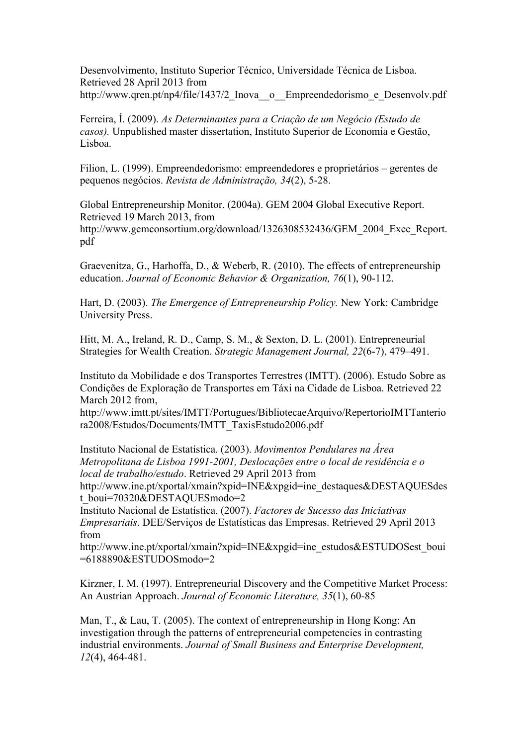Desenvolvimento, Instituto Superior Técnico, Universidade Técnica de Lisboa. Retrieved 28 April 2013 from http://www.qren.pt/np4/file/1437/2_Inova__o__Empreendedorismo_e_Desenvolv.pdf

Ferreira, Í. (2009). *As Determinantes para a Criação de um Negócio (Estudo de casos).* Unpublished master dissertation, Instituto Superior de Economia e Gestão, Lisboa.

Filion, L. (1999). Empreendedorismo: empreendedores e proprietários – gerentes de pequenos negócios. *Revista de Administração, 34*(2), 5-28.

Global Entrepreneurship Monitor. (2004a). GEM 2004 Global Executive Report. Retrieved 19 March 2013, from http://www.gemconsortium.org/download/1326308532436/GEM_2004_Exec_Report.pdf

Graevenitza, G., Harhoffa, D., & Weberb, R. (2010). The effects of entrepreneurship education. *Journal of Economic Behavior & Organization, 76*(1), 90-112.

Hart, D. (2003). *The Emergence of Entrepreneurship Policy.* New York: Cambridge University Press.

Hitt, M. A., Ireland, R. D., Camp, S. M., & Sexton, D. L. (2001). Entrepreneurial Strategies for Wealth Creation. *Strategic Management Journal, 22*(6-7), 479–491.

Instituto da Mobilidade e dos Transportes Terrestres (IMTT). (2006). Estudo Sobre as Condições de Exploração de Transportes em Táxi na Cidade de Lisboa. Retrieved 22 March 2012 from, http://www.imtt.pt/sites/IMTT/Portugues/BibliotecaeArquivo/RepertorioIMTTanterior a2008/Estudos/Documents/IMTT_TaxisEstudo2006.pdf

Instituto Nacional de Estatística. (2003). *Movimentos Pendulares na Área Metropolitana de Lisboa 1991-2001, Deslocações entre o local de residência e o local de trabalho/estudo*. Retrieved 29 April 2013 from http://www.ine.pt/xportal/xmain?xpid=INE&xpgid=ine_destaques&DESTAQUESdest_boui=70320&DESTAQUESmodo=2

Instituto Nacional de Estatística. (2007). *Factores de Sucesso das Iniciativas Empresariais*. DEE/Serviços de Estatísticas das Empresas. Retrieved 29 April 2013 from http://www.ine.pt/xportal/xmain?xpid=INE&xpgid=ine_estudos&ESTUDOSest_boui=6188890&ESTUDOSmodo=2

Kirzner, I. M. (1997). Entrepreneurial Discovery and the Competitive Market Process: An Austrian Approach. *Journal of Economic Literature, 35*(1), 60-85

Man, T., & Lau, T. (2005). The context of entrepreneurship in Hong Kong: An investigation through the patterns of entrepreneurial competencies in contrasting industrial environments. *Journal of Small Business and Enterprise Development, 12*(4), 464-481.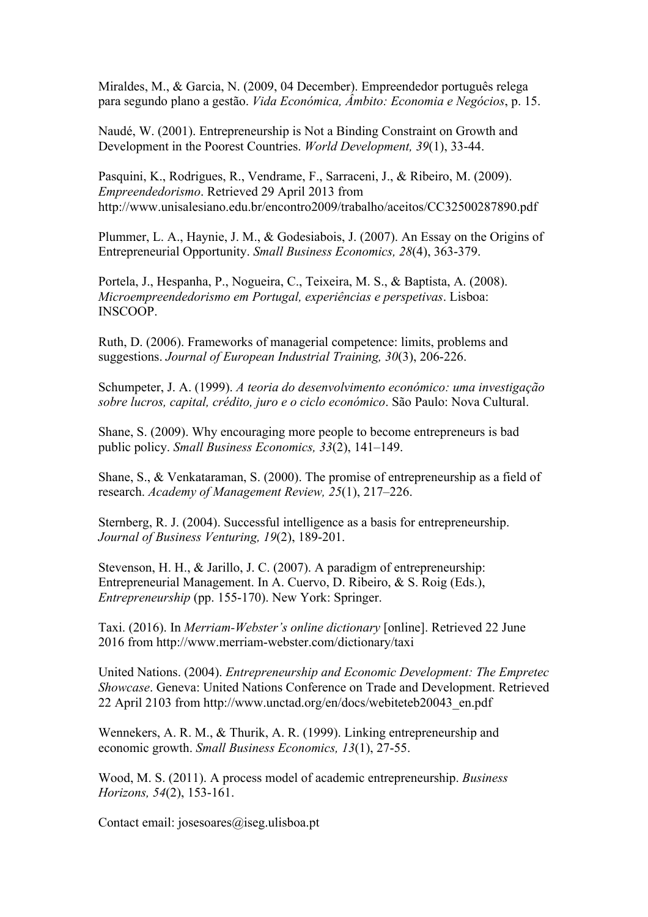Miraldes, M., & Garcia, N. (2009, 04 December). Empreendedor português relega para segundo plano a gestão. *Vida Económica, Âmbito: Economia e Negócios*, p. 15.

Naudé, W. (2001). Entrepreneurship is Not a Binding Constraint on Growth and Development in the Poorest Countries. *World Development, 39*(1), 33-44.

Pasquini, K., Rodrigues, R., Vendrame, F., Sarraceni, J., & Ribeiro, M. (2009). *Empreendedorismo*. Retrieved 29 April 2013 from http://www.unisalesiano.edu.br/encontro2009/trabalho/aceitos/CC32500287890.pdf

Plummer, L. A., Haynie, J. M., & Godesiabois, J. (2007). An Essay on the Origins of Entrepreneurial Opportunity. *Small Business Economics, 28*(4), 363-379.

Portela, J., Hespanha, P., Nogueira, C., Teixeira, M. S., & Baptista, A. (2008). *Microempreendedorismo em Portugal, experiências e perspetivas*. Lisboa: INSCOOP.

Ruth, D. (2006). Frameworks of managerial competence: limits, problems and suggestions. *Journal of European Industrial Training, 30*(3), 206-226.

Schumpeter, J. A. (1999). *A teoria do desenvolvimento económico: uma investigação sobre lucros, capital, crédito, juro e o ciclo económico*. São Paulo: Nova Cultural.

Shane, S. (2009). Why encouraging more people to become entrepreneurs is bad public policy. *Small Business Economics, 33*(2), 141–149.

Shane, S., & Venkataraman, S. (2000). The promise of entrepreneurship as a field of research. *Academy of Management Review, 25*(1), 217–226.

Sternberg, R. J. (2004). Successful intelligence as a basis for entrepreneurship. *Journal of Business Venturing, 19*(2), 189-201.

Stevenson, H. H., & Jarillo, J. C. (2007). A paradigm of entrepreneurship: Entrepreneurial Management. In A. Cuervo, D. Ribeiro, & S. Roig (Eds.), *Entrepreneurship* (pp. 155-170). New York: Springer.

Taxi. (2016). In *Merriam-Webster's online dictionary* [online]. Retrieved 22 June 2016 from http://www.merriam-webster.com/dictionary/taxi

United Nations. (2004). *Entrepreneurship and Economic Development: The Empretec Showcase*. Geneva: United Nations Conference on Trade and Development. Retrieved 22 April 2103 from http://www.unctad.org/en/docs/webiteteb20043_en.pdf

Wennekers, A. R. M., & Thurik, A. R. (1999). Linking entrepreneurship and economic growth. *Small Business Economics, 13*(1), 27-55.

Wood, M. S. (2011). A process model of academic entrepreneurship. *Business Horizons, 54*(2), 153-161.

Contact email: josesoares@iseg.ulisboa.pt